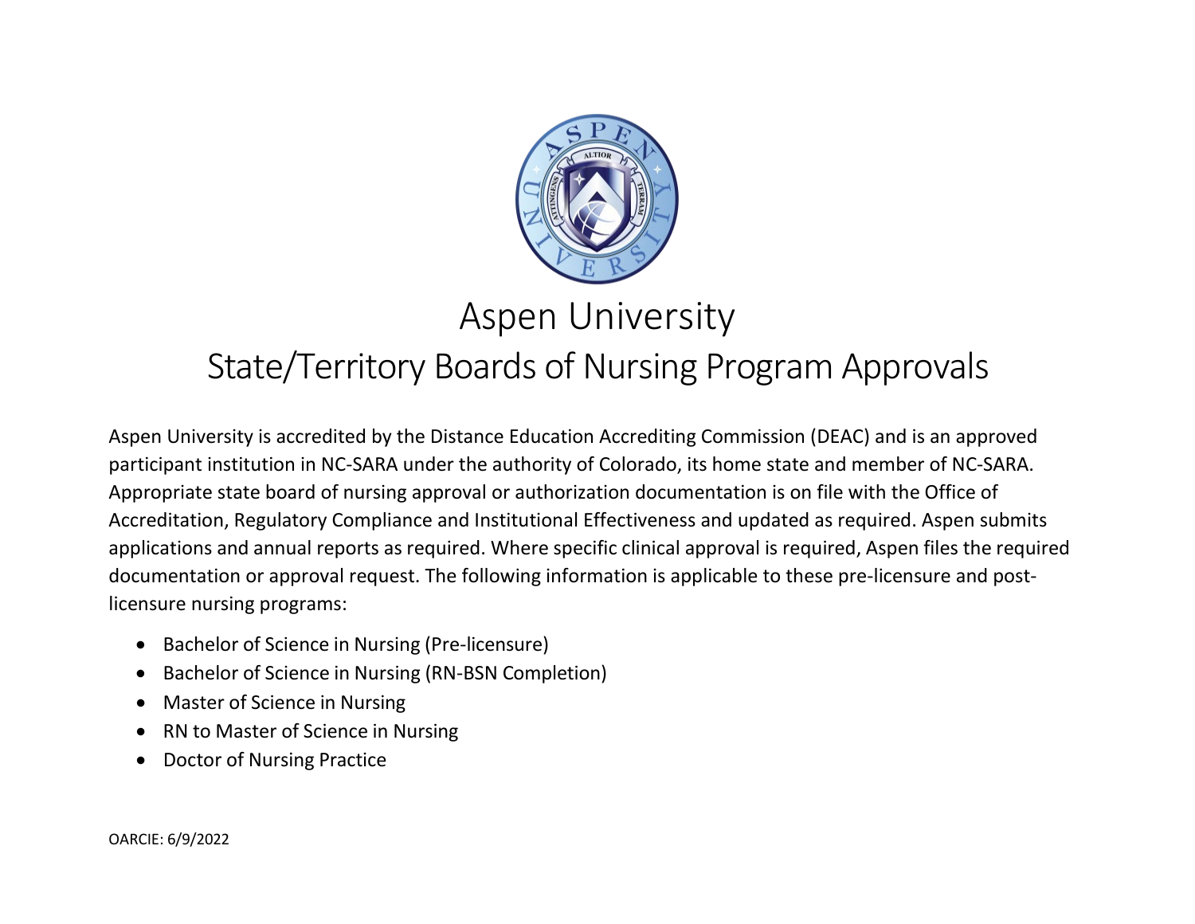# Aspen University

## State/Territory Boards of Nursing Program Approvals

Aspen University is accredited by the Distance Education Accrediting Commission (DEAC) and is an approved participant institution in NC-SARA under the authority of Colorado, its home state and member of NC-SARA. Appropriate state board of nursing approval or authorization documentation is on file with the Office of Accreditation, Regulatory Compliance and Institutional Effectiveness and updated as required. Aspen submits applications and annual reports as required. Where specific clinical approval is required, Aspen files the required documentation or approval request. The following information is applicable to these pre-licensure and post-licensure nursing programs:

- Bachelor of Science in Nursing (Pre-licensure)
- Bachelor of Science in Nursing (RN-BSN Completion)
- Master of Science in Nursing
- RN to Master of Science in Nursing
- Doctor of Nursing Practice

OARCIE: 6/9/2022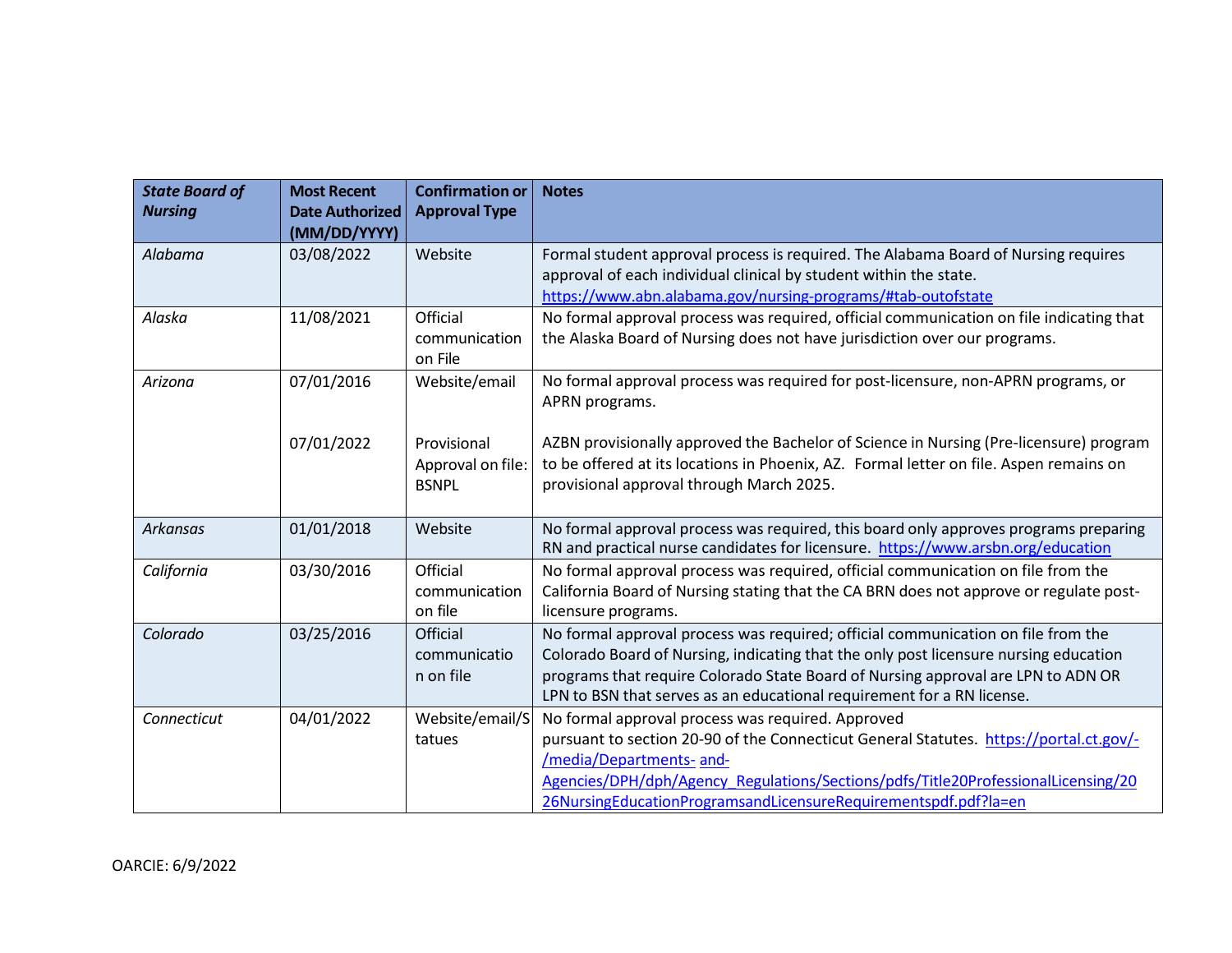| *State Board of Nursing* | Most Recent Date Authorized (MM/DD/YYYY) | Confirmation or Approval Type | Notes |
|---|---|---|---|
| *Alabama* | 03/08/2022 | Website | Formal student approval process is required. The Alabama Board of Nursing requires approval of each individual clinical by student within the state. https://www.abn.alabama.gov/nursing-programs/#tab-outofstate |
| *Alaska* | 11/08/2021 | Official communication on File | No formal approval process was required, official communication on file indicating that the Alaska Board of Nursing does not have jurisdiction over our programs. |
| *Arizona* | 07/01/2016<br><br>07/01/2022 | Website/email<br><br>Provisional Approval on file: BSNPL | No formal approval process was required for post-licensure, non-APRN programs, or APRN programs.<br><br>AZBN provisionally approved the Bachelor of Science in Nursing (Pre-licensure) program to be offered at its locations in Phoenix, AZ. Formal letter on file. Aspen remains on provisional approval through March 2025. |
| *Arkansas* | 01/01/2018 | Website | No formal approval process was required, this board only approves programs preparing RN and practical nurse candidates for licensure. https://www.arsbn.org/education |
| *California* | 03/30/2016 | Official communication on file | No formal approval process was required, official communication on file from the California Board of Nursing stating that the CA BRN does not approve or regulate post-licensure programs. |
| *Colorado* | 03/25/2016 | Official communication on file | No formal approval process was required; official communication on file from the Colorado Board of Nursing, indicating that the only post licensure nursing education programs that require Colorado State Board of Nursing approval are LPN to ADN OR LPN to BSN that serves as an educational requirement for a RN license. |
| *Connecticut* | 04/01/2022 | Website/email/Statues | No formal approval process was required. Approved pursuant to section 20-90 of the Connecticut General Statutes. https://portal.ct.gov/-/media/Departments- and-Agencies/DPH/dph/Agency_Regulations/Sections/pdfs/Title20ProfessionalLicensing/2026NursingEducationProgramsandLicensureRequirementspdf.pdf?la=en |

OARCIE: 6/9/2022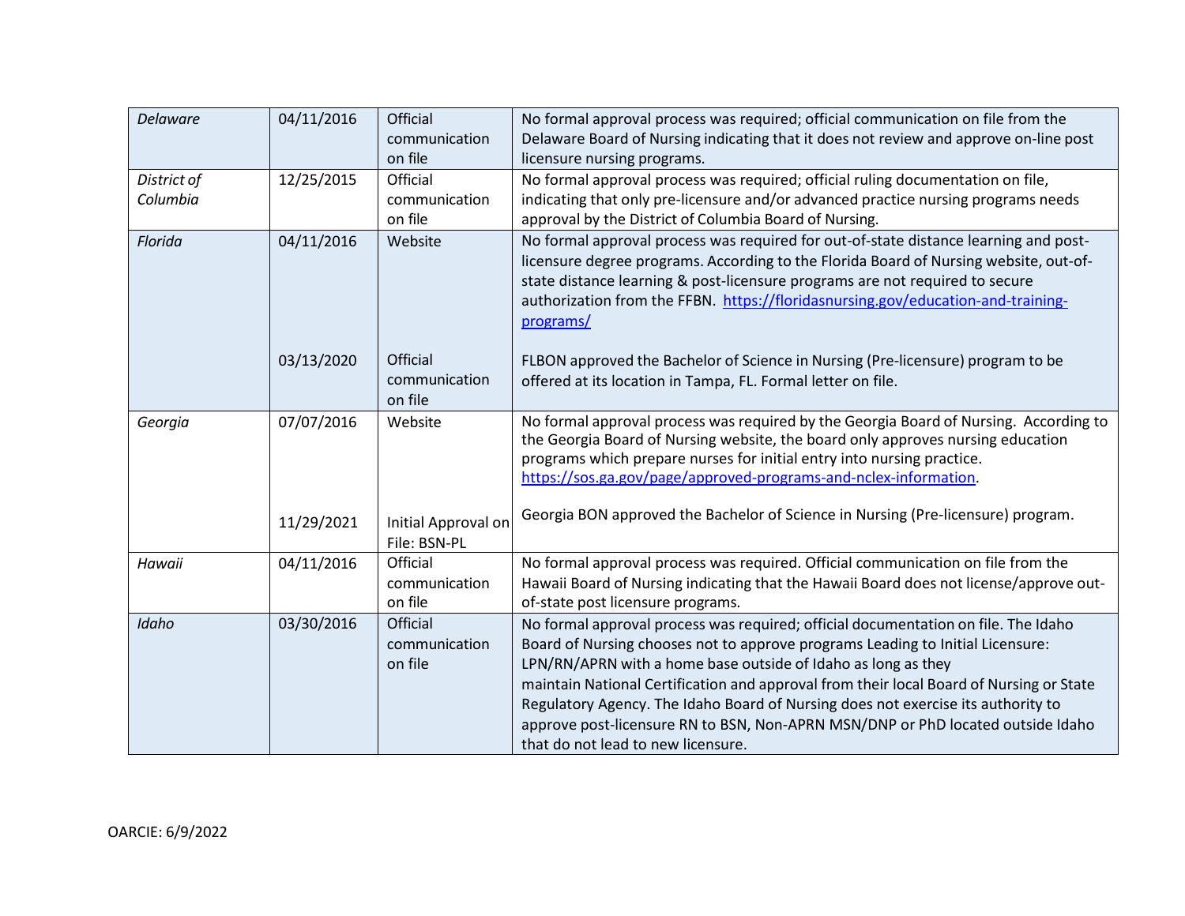| | | | |
|---|---|---|---|
| *Delaware* | 04/11/2016 | Official communication on file | No formal approval process was required; official communication on file from the Delaware Board of Nursing indicating that it does not review and approve on-line post licensure nursing programs. |
| *District of Columbia* | 12/25/2015 | Official communication on file | No formal approval process was required; official ruling documentation on file, indicating that only pre-licensure and/or advanced practice nursing programs needs approval by the District of Columbia Board of Nursing. |
| *Florida* | 04/11/2016 | Website | No formal approval process was required for out-of-state distance learning and post-licensure degree programs. According to the Florida Board of Nursing website, out-of-state distance learning & post-licensure programs are not required to secure authorization from the FFBN. https://floridasnursing.gov/education-and-training-programs/ |
| | 03/13/2020 | Official communication on file | FLBON approved the Bachelor of Science in Nursing (Pre-licensure) program to be offered at its location in Tampa, FL. Formal letter on file. |
| *Georgia* | 07/07/2016 | Website | No formal approval process was required by the Georgia Board of Nursing. According to the Georgia Board of Nursing website, the board only approves nursing education programs which prepare nurses for initial entry into nursing practice. https://sos.ga.gov/page/approved-programs-and-nclex-information. |
| | 11/29/2021 | Initial Approval on File: BSN-PL | Georgia BON approved the Bachelor of Science in Nursing (Pre-licensure) program. |
| *Hawaii* | 04/11/2016 | Official communication on file | No formal approval process was required. Official communication on file from the Hawaii Board of Nursing indicating that the Hawaii Board does not license/approve out-of-state post licensure programs. |
| *Idaho* | 03/30/2016 | Official communication on file | No formal approval process was required; official documentation on file. The Idaho Board of Nursing chooses not to approve programs Leading to Initial Licensure: LPN/RN/APRN with a home base outside of Idaho as long as they maintain National Certification and approval from their local Board of Nursing or State Regulatory Agency. The Idaho Board of Nursing does not exercise its authority to approve post-licensure RN to BSN, Non-APRN MSN/DNP or PhD located outside Idaho that do not lead to new licensure. |

OARCIE: 6/9/2022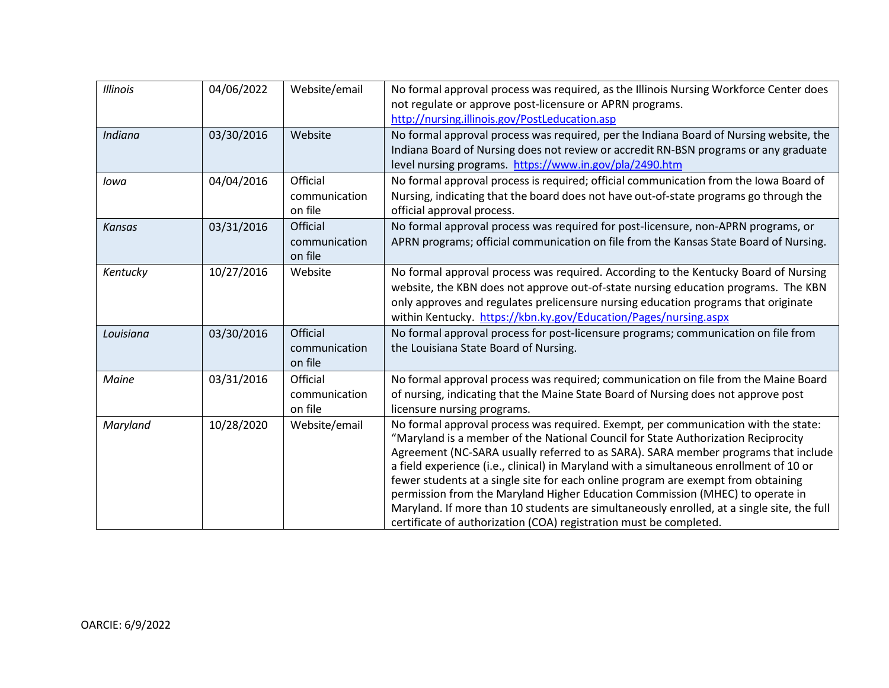| *Illinois* | 04/06/2022 | Website/email | No formal approval process was required, as the Illinois Nursing Workforce Center does not regulate or approve post-licensure or APRN programs. http://nursing.illinois.gov/PostLeducation.asp |
|---|---|---|---|
| *Indiana* | 03/30/2016 | Website | No formal approval process was required, per the Indiana Board of Nursing website, the Indiana Board of Nursing does not review or accredit RN-BSN programs or any graduate level nursing programs. https://www.in.gov/pla/2490.htm |
| *Iowa* | 04/04/2016 | Official communication on file | No formal approval process is required; official communication from the Iowa Board of Nursing, indicating that the board does not have out-of-state programs go through the official approval process. |
| *Kansas* | 03/31/2016 | Official communication on file | No formal approval process was required for post-licensure, non-APRN programs, or APRN programs; official communication on file from the Kansas State Board of Nursing. |
| *Kentucky* | 10/27/2016 | Website | No formal approval process was required. According to the Kentucky Board of Nursing website, the KBN does not approve out-of-state nursing education programs. The KBN only approves and regulates prelicensure nursing education programs that originate within Kentucky. https://kbn.ky.gov/Education/Pages/nursing.aspx |
| *Louisiana* | 03/30/2016 | Official communication on file | No formal approval process for post-licensure programs; communication on file from the Louisiana State Board of Nursing. |
| *Maine* | 03/31/2016 | Official communication on file | No formal approval process was required; communication on file from the Maine Board of nursing, indicating that the Maine State Board of Nursing does not approve post licensure nursing programs. |
| *Maryland* | 10/28/2020 | Website/email | No formal approval process was required. Exempt, per communication with the state: "Maryland is a member of the National Council for State Authorization Reciprocity Agreement (NC-SARA usually referred to as SARA). SARA member programs that include a field experience (i.e., clinical) in Maryland with a simultaneous enrollment of 10 or fewer students at a single site for each online program are exempt from obtaining permission from the Maryland Higher Education Commission (MHEC) to operate in Maryland. If more than 10 students are simultaneously enrolled, at a single site, the full certificate of authorization (COA) registration must be completed. |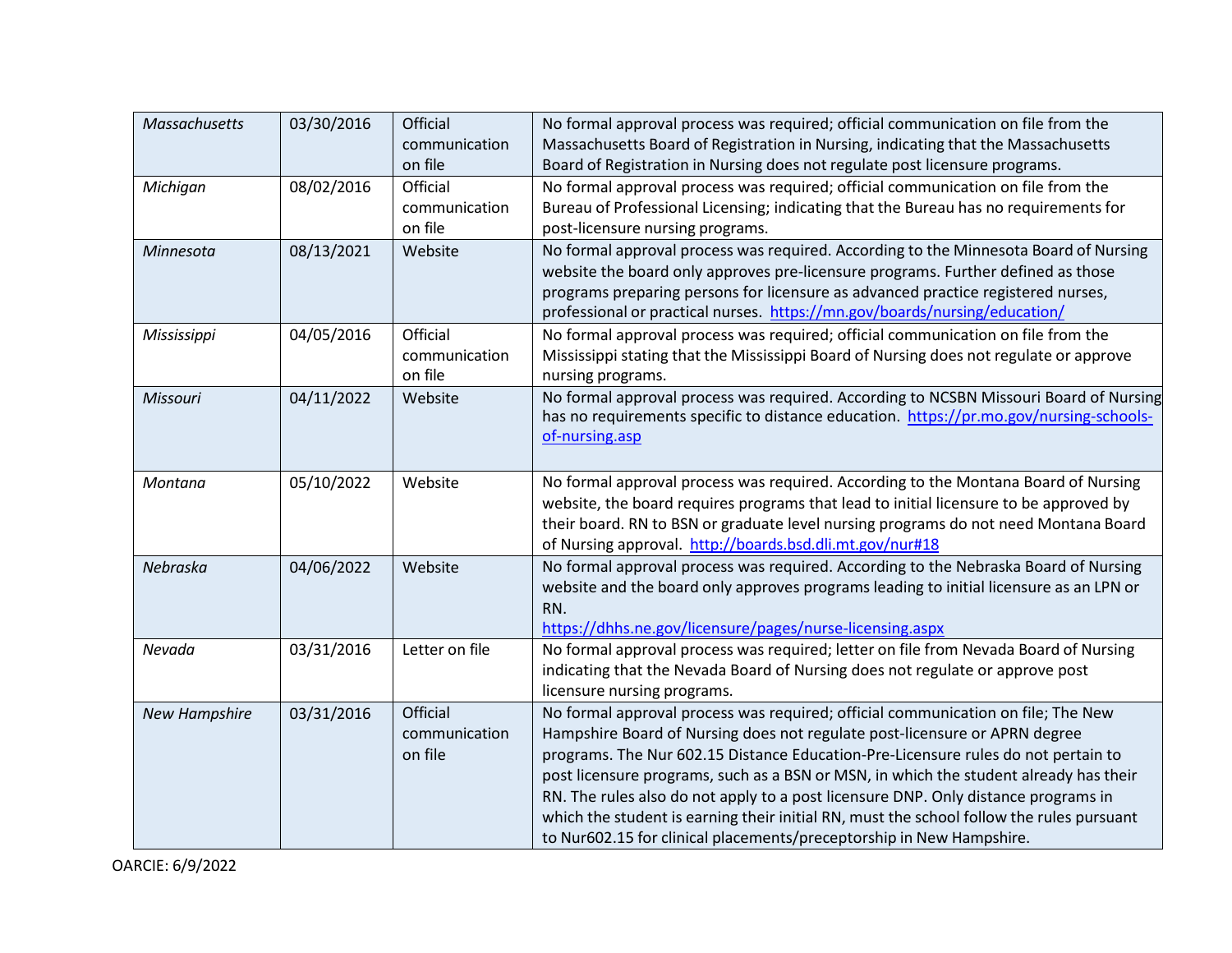| | | | |
|---|---|---|---|
| *Massachusetts* | 03/30/2016 | Official communication on file | No formal approval process was required; official communication on file from the Massachusetts Board of Registration in Nursing, indicating that the Massachusetts Board of Registration in Nursing does not regulate post licensure programs. |
| *Michigan* | 08/02/2016 | Official communication on file | No formal approval process was required; official communication on file from the Bureau of Professional Licensing; indicating that the Bureau has no requirements for post-licensure nursing programs. |
| *Minnesota* | 08/13/2021 | Website | No formal approval process was required. According to the Minnesota Board of Nursing website the board only approves pre-licensure programs. Further defined as those programs preparing persons for licensure as advanced practice registered nurses, professional or practical nurses. https://mn.gov/boards/nursing/education/ |
| *Mississippi* | 04/05/2016 | Official communication on file | No formal approval process was required; official communication on file from the Mississippi stating that the Mississippi Board of Nursing does not regulate or approve nursing programs. |
| *Missouri* | 04/11/2022 | Website | No formal approval process was required. According to NCSBN Missouri Board of Nursing has no requirements specific to distance education. https://pr.mo.gov/nursing-schools-of-nursing.asp |
| *Montana* | 05/10/2022 | Website | No formal approval process was required. According to the Montana Board of Nursing website, the board requires programs that lead to initial licensure to be approved by their board. RN to BSN or graduate level nursing programs do not need Montana Board of Nursing approval. http://boards.bsd.dli.mt.gov/nur#18 |
| *Nebraska* | 04/06/2022 | Website | No formal approval process was required. According to the Nebraska Board of Nursing website and the board only approves programs leading to initial licensure as an LPN or RN. https://dhhs.ne.gov/licensure/pages/nurse-licensing.aspx |
| *Nevada* | 03/31/2016 | Letter on file | No formal approval process was required; letter on file from Nevada Board of Nursing indicating that the Nevada Board of Nursing does not regulate or approve post licensure nursing programs. |
| *New Hampshire* | 03/31/2016 | Official communication on file | No formal approval process was required; official communication on file; The New Hampshire Board of Nursing does not regulate post-licensure or APRN degree programs. The Nur 602.15 Distance Education-Pre-Licensure rules do not pertain to post licensure programs, such as a BSN or MSN, in which the student already has their RN. The rules also do not apply to a post licensure DNP. Only distance programs in which the student is earning their initial RN, must the school follow the rules pursuant to Nur602.15 for clinical placements/preceptorship in New Hampshire. |

OARCIE: 6/9/2022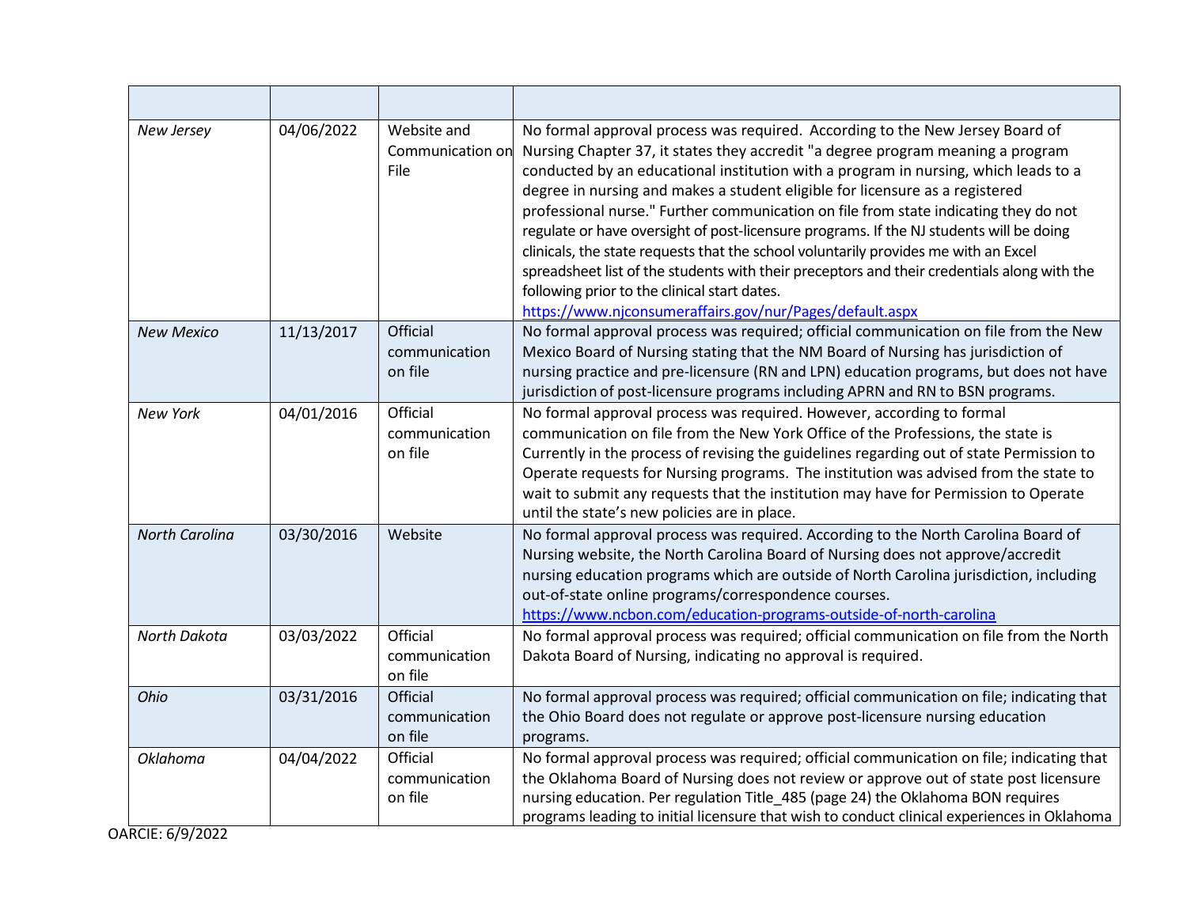| | | | |
|---|---|---|---|
| *New Jersey* | 04/06/2022 | Website and Communication on File | No formal approval process was required. According to the New Jersey Board of Nursing Chapter 37, it states they accredit "a degree program meaning a program conducted by an educational institution with a program in nursing, which leads to a degree in nursing and makes a student eligible for licensure as a registered professional nurse." Further communication on file from state indicating they do not regulate or have oversight of post-licensure programs. If the NJ students will be doing clinicals, the state requests that the school voluntarily provides me with an Excel spreadsheet list of the students with their preceptors and their credentials along with the following prior to the clinical start dates. https://www.njconsumeraffairs.gov/nur/Pages/default.aspx |
| *New Mexico* | 11/13/2017 | Official communication on file | No formal approval process was required; official communication on file from the New Mexico Board of Nursing stating that the NM Board of Nursing has jurisdiction of nursing practice and pre-licensure (RN and LPN) education programs, but does not have jurisdiction of post-licensure programs including APRN and RN to BSN programs. |
| *New York* | 04/01/2016 | Official communication on file | No formal approval process was required. However, according to formal communication on file from the New York Office of the Professions, the state is Currently in the process of revising the guidelines regarding out of state Permission to Operate requests for Nursing programs. The institution was advised from the state to wait to submit any requests that the institution may have for Permission to Operate until the state's new policies are in place. |
| *North Carolina* | 03/30/2016 | Website | No formal approval process was required. According to the North Carolina Board of Nursing website, the North Carolina Board of Nursing does not approve/accredit nursing education programs which are outside of North Carolina jurisdiction, including out-of-state online programs/correspondence courses. https://www.ncbon.com/education-programs-outside-of-north-carolina |
| *North Dakota* | 03/03/2022 | Official communication on file | No formal approval process was required; official communication on file from the North Dakota Board of Nursing, indicating no approval is required. |
| *Ohio* | 03/31/2016 | Official communication on file | No formal approval process was required; official communication on file; indicating that the Ohio Board does not regulate or approve post-licensure nursing education programs. |
| *Oklahoma* | 04/04/2022 | Official communication on file | No formal approval process was required; official communication on file; indicating that the Oklahoma Board of Nursing does not review or approve out of state post licensure nursing education. Per regulation Title_485 (page 24) the Oklahoma BON requires programs leading to initial licensure that wish to conduct clinical experiences in Oklahoma |

OARCIE: 6/9/2022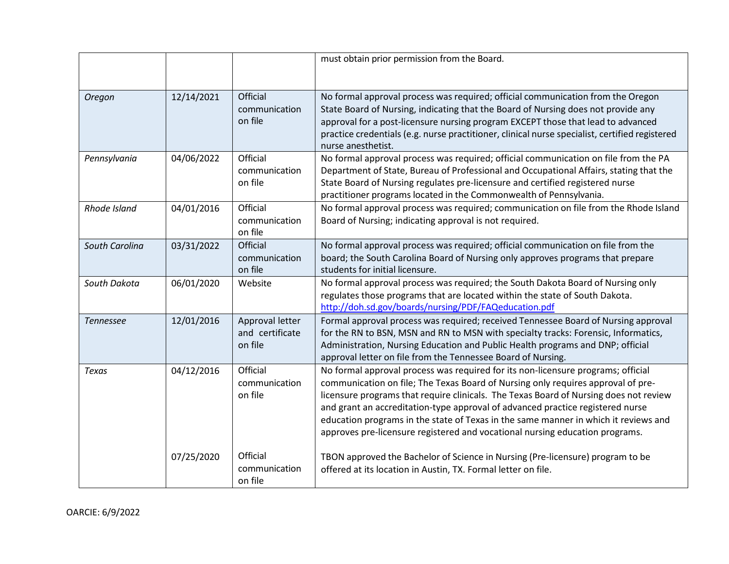| | | | |
|---|---|---|---|
| | | | must obtain prior permission from the Board. |
| *Oregon* | 12/14/2021 | Official communication on file | No formal approval process was required; official communication from the Oregon State Board of Nursing, indicating that the Board of Nursing does not provide any approval for a post-licensure nursing program EXCEPT those that lead to advanced practice credentials (e.g. nurse practitioner, clinical nurse specialist, certified registered nurse anesthetist. |
| *Pennsylvania* | 04/06/2022 | Official communication on file | No formal approval process was required; official communication on file from the PA Department of State, Bureau of Professional and Occupational Affairs, stating that the State Board of Nursing regulates pre-licensure and certified registered nurse practitioner programs located in the Commonwealth of Pennsylvania. |
| *Rhode Island* | 04/01/2016 | Official communication on file | No formal approval process was required; communication on file from the Rhode Island Board of Nursing; indicating approval is not required. |
| *South Carolina* | 03/31/2022 | Official communication on file | No formal approval process was required; official communication on file from the board; the South Carolina Board of Nursing only approves programs that prepare students for initial licensure. |
| *South Dakota* | 06/01/2020 | Website | No formal approval process was required; the South Dakota Board of Nursing only regulates those programs that are located within the state of South Dakota. [http://doh.sd.gov/boards/nursing/PDF/FAQeducation.pdf](http://doh.sd.gov/boards/nursing/PDF/FAQeducation.pdf) |
| *Tennessee* | 12/01/2016 | Approval letter and certificate on file | Formal approval process was required; received Tennessee Board of Nursing approval for the RN to BSN, MSN and RN to MSN with specialty tracks: Forensic, Informatics, Administration, Nursing Education and Public Health programs and DNP; official approval letter on file from the Tennessee Board of Nursing. |
| *Texas* | 04/12/2016 | Official communication on file | No formal approval process was required for its non-licensure programs; official communication on file; The Texas Board of Nursing only requires approval of pre-licensure programs that require clinicals. The Texas Board of Nursing does not review and grant an accreditation-type approval of advanced practice registered nurse education programs in the state of Texas in the same manner in which it reviews and approves pre-licensure registered and vocational nursing education programs. |
| | 07/25/2020 | Official communication on file | TBON approved the Bachelor of Science in Nursing (Pre-licensure) program to be offered at its location in Austin, TX. Formal letter on file. |

OARCIE: 6/9/2022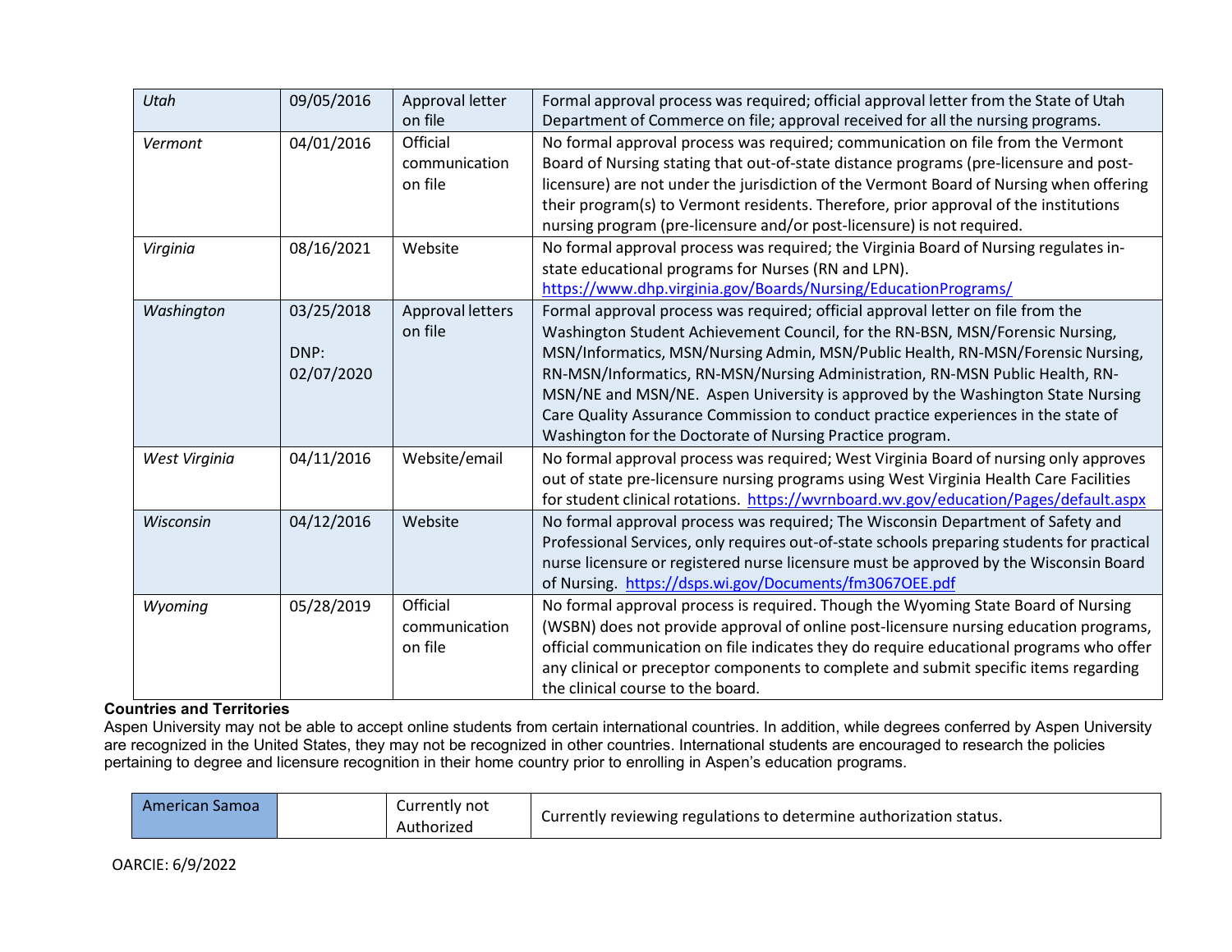| | | | |
|---|---|---|---|
| *Utah* | 09/05/2016 | Approval letter on file | Formal approval process was required; official approval letter from the State of Utah Department of Commerce on file; approval received for all the nursing programs. |
| *Vermont* | 04/01/2016 | Official communication on file | No formal approval process was required; communication on file from the Vermont Board of Nursing stating that out-of-state distance programs (pre-licensure and post-licensure) are not under the jurisdiction of the Vermont Board of Nursing when offering their program(s) to Vermont residents. Therefore, prior approval of the institutions nursing program (pre-licensure and/or post-licensure) is not required. |
| *Virginia* | 08/16/2021 | Website | No formal approval process was required; the Virginia Board of Nursing regulates in-state educational programs for Nurses (RN and LPN). https://www.dhp.virginia.gov/Boards/Nursing/EducationPrograms/ |
| *Washington* | 03/25/2018<br>DNP: 02/07/2020 | Approval letters on file | Formal approval process was required; official approval letter on file from the Washington Student Achievement Council, for the RN-BSN, MSN/Forensic Nursing, MSN/Informatics, MSN/Nursing Admin, MSN/Public Health, RN-MSN/Forensic Nursing, RN-MSN/Informatics, RN-MSN/Nursing Administration, RN-MSN Public Health, RN-MSN/NE and MSN/NE. Aspen University is approved by the Washington State Nursing Care Quality Assurance Commission to conduct practice experiences in the state of Washington for the Doctorate of Nursing Practice program. |
| *West Virginia* | 04/11/2016 | Website/email | No formal approval process was required; West Virginia Board of nursing only approves out of state pre-licensure nursing programs using West Virginia Health Care Facilities for student clinical rotations. https://wvrnboard.wv.gov/education/Pages/default.aspx |
| *Wisconsin* | 04/12/2016 | Website | No formal approval process was required; The Wisconsin Department of Safety and Professional Services, only requires out-of-state schools preparing students for practical nurse licensure or registered nurse licensure must be approved by the Wisconsin Board of Nursing. https://dsps.wi.gov/Documents/fm3067OEE.pdf |
| *Wyoming* | 05/28/2019 | Official communication on file | No formal approval process is required. Though the Wyoming State Board of Nursing (WSBN) does not provide approval of online post-licensure nursing education programs, official communication on file indicates they do require educational programs who offer any clinical or preceptor components to complete and submit specific items regarding the clinical course to the board. |

**Countries and Territories**

Aspen University may not be able to accept online students from certain international countries. In addition, while degrees conferred by Aspen University are recognized in the United States, they may not be recognized in other countries. International students are encouraged to research the policies pertaining to degree and licensure recognition in their home country prior to enrolling in Aspen's education programs.

| | | | |
|---|---|---|---|
| American Samoa | | Currently not Authorized | Currently reviewing regulations to determine authorization status. |

OARCIE: 6/9/2022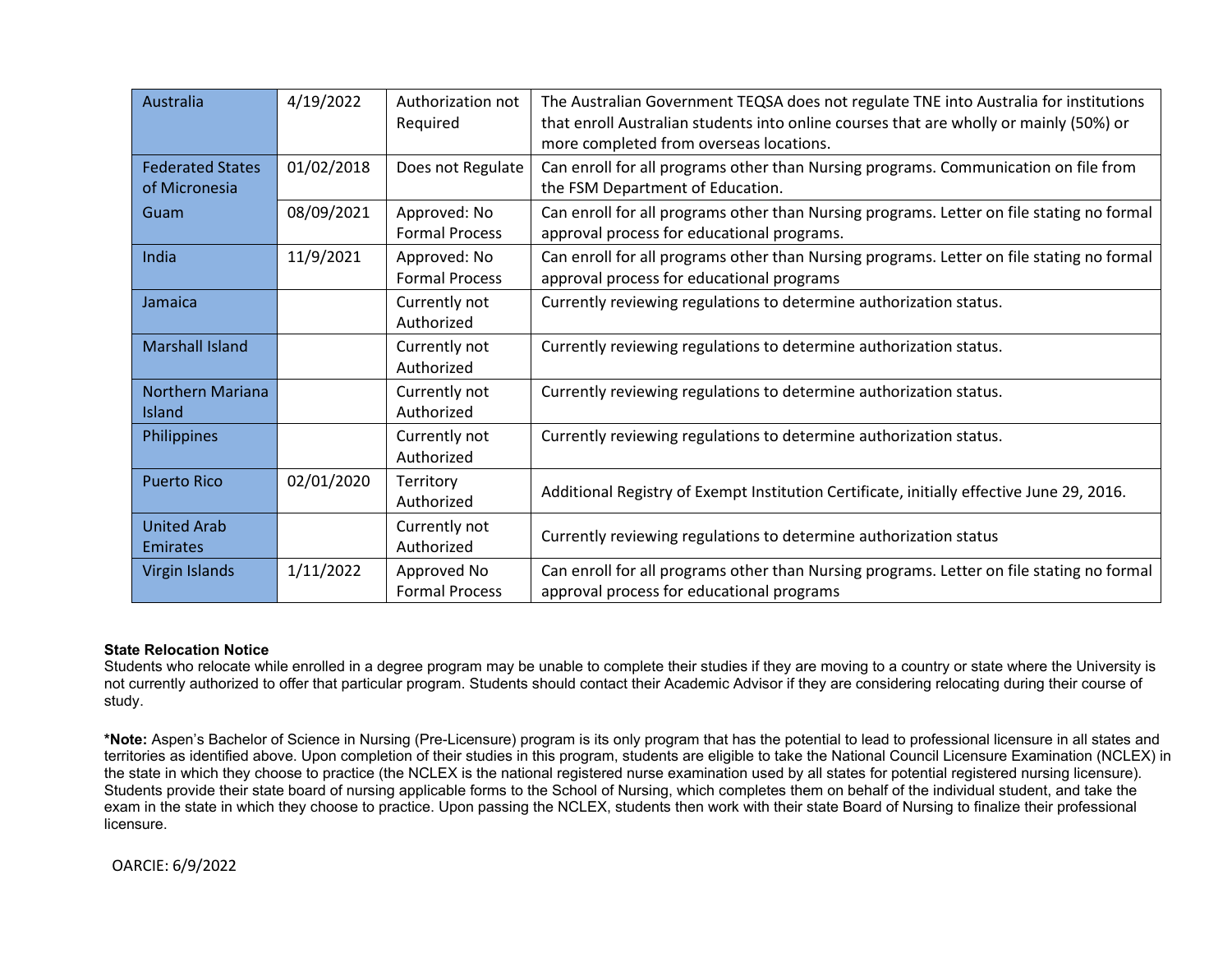| | | | |
|---|---|---|---|
| Australia | 4/19/2022 | Authorization not Required | The Australian Government TEQSA does not regulate TNE into Australia for institutions that enroll Australian students into online courses that are wholly or mainly (50%) or more completed from overseas locations. |
| Federated States of Micronesia | 01/02/2018 | Does not Regulate | Can enroll for all programs other than Nursing programs. Communication on file from the FSM Department of Education. |
| Guam | 08/09/2021 | Approved: No Formal Process | Can enroll for all programs other than Nursing programs. Letter on file stating no formal approval process for educational programs. |
| India | 11/9/2021 | Approved: No Formal Process | Can enroll for all programs other than Nursing programs. Letter on file stating no formal approval process for educational programs |
| Jamaica | | Currently not Authorized | Currently reviewing regulations to determine authorization status. |
| Marshall Island | | Currently not Authorized | Currently reviewing regulations to determine authorization status. |
| Northern Mariana Island | | Currently not Authorized | Currently reviewing regulations to determine authorization status. |
| Philippines | | Currently not Authorized | Currently reviewing regulations to determine authorization status. |
| Puerto Rico | 02/01/2020 | Territory Authorized | Additional Registry of Exempt Institution Certificate, initially effective June 29, 2016. |
| United Arab Emirates | | Currently not Authorized | Currently reviewing regulations to determine authorization status |
| Virgin Islands | 1/11/2022 | Approved No Formal Process | Can enroll for all programs other than Nursing programs. Letter on file stating no formal approval process for educational programs |

**State Relocation Notice**
Students who relocate while enrolled in a degree program may be unable to complete their studies if they are moving to a country or state where the University is not currently authorized to offer that particular program. Students should contact their Academic Advisor if they are considering relocating during their course of study.

***Note:** Aspen's Bachelor of Science in Nursing (Pre-Licensure) program is its only program that has the potential to lead to professional licensure in all states and territories as identified above. Upon completion of their studies in this program, students are eligible to take the National Council Licensure Examination (NCLEX) in the state in which they choose to practice (the NCLEX is the national registered nurse examination used by all states for potential registered nursing licensure). Students provide their state board of nursing applicable forms to the School of Nursing, which completes them on behalf of the individual student, and take the exam in the state in which they choose to practice. Upon passing the NCLEX, students then work with their state Board of Nursing to finalize their professional licensure.

OARCIE: 6/9/2022